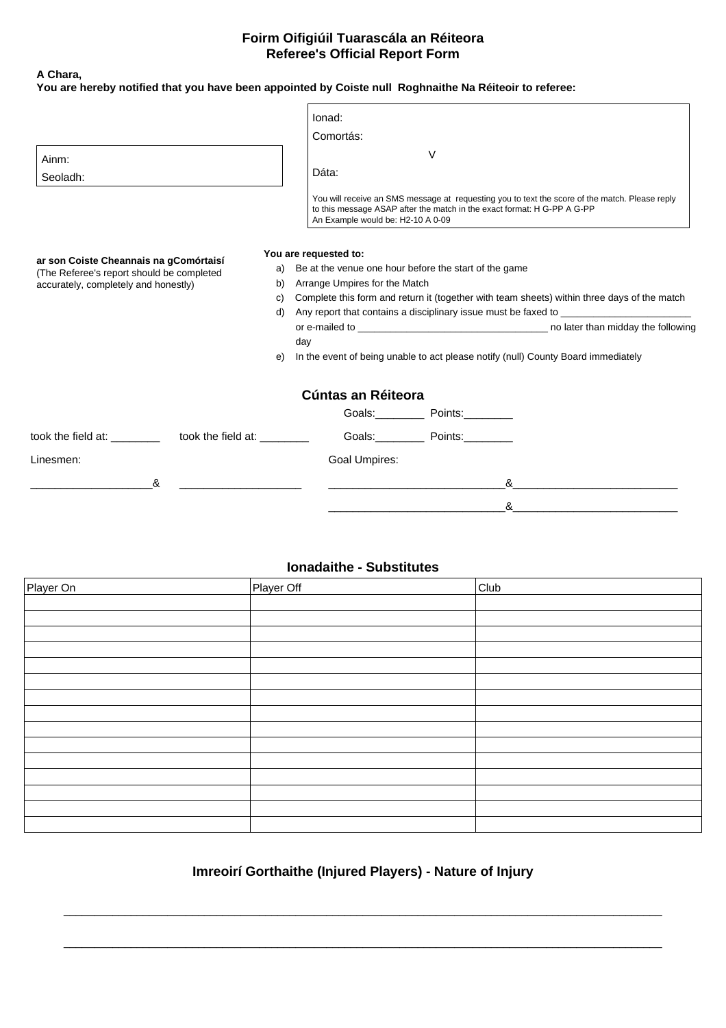# Foirm Oifigiúil Tuarascála an Réiteora
# Referee's Official Report Form

**A Chara,**
**You are hereby notified that you have been appointed by Coiste null Roghnaithe Na Réiteoir to referee:**

Ainm:
Seoladh:

Ionad:
Comortás:
V
Dáta:

You will receive an SMS message at requesting you to text the score of the match. Please reply to this message ASAP after the match in the exact format: H G-PP A G-PP
An Example would be: H2-10 A 0-09

**ar son Coiste Cheannais na gComórtaisí**
(The Referee's report should be completed accurately, completely and honestly)

**You are requested to:**

a) Be at the venue one hour before the start of the game
b) Arrange Umpires for the Match
c) Complete this form and return it (together with team sheets) within three days of the match
d) Any report that contains a disciplinary issue must be faxed to ________________________ or e-mailed to __________________________________ no later than midday the following day
e) In the event of being unable to act please notify (null) County Board immediately

## Cúntas an Réiteora

Goals:________ Points:________

took the field at: ________ took the field at: ________ Goals:________ Points:________

Linesmen:

____________________& ____________________

Goal Umpires:

_____________________________&___________________________

_____________________________&___________________________

## Ionadaithe - Substitutes

| Player On | Player Off | Club |
|---|---|---|
| | | |
| | | |
| | | |
| | | |
| | | |
| | | |
| | | |
| | | |
| | | |
| | | |
| | | |
| | | |
| | | |
| | | |
| | | |

## Imreoirí Gorthaithe (Injured Players) - Nature of Injury

_____________________________________________________________________________________________

_____________________________________________________________________________________________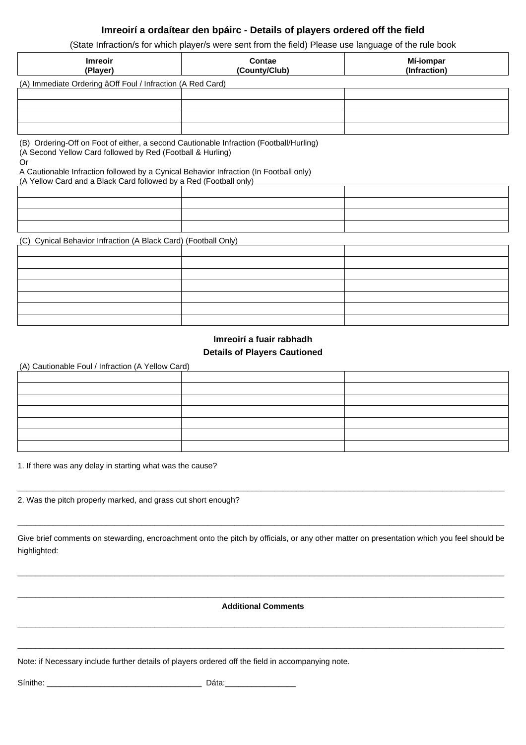## Imreoirí a ordaítear den bpáirc - Details of players ordered off the field

(State Infraction/s for which player/s were sent from the field) Please use language of the rule book

| Imreoir (Player) | Contae (County/Club) | Mí-iompar (Infraction) |
|---|---|---|

(A) Immediate Ordering âOff Foul / Infraction (A Red Card)

| | | |
|---|---|---|
| | | |
| | | |
| | | |
| | | |

(B) Ordering-Off on Foot of either, a second Cautionable Infraction (Football/Hurling)
(A Second Yellow Card followed by Red (Football & Hurling)
Or
A Cautionable Infraction followed by a Cynical Behavior Infraction (In Football only)
(A Yellow Card and a Black Card followed by a Red (Football only)

| | | |
|---|---|---|
| | | |
| | | |
| | | |
| | | |

(C) Cynical Behavior Infraction (A Black Card) (Football Only)

| | | |
|---|---|---|
| | | |
| | | |
| | | |
| | | |
| | | |
| | | |
| | | |

### Imreoirí a fuair rabhadh
### Details of Players Cautioned

(A) Cautionable Foul / Infraction (A Yellow Card)

| | | |
|---|---|---|
| | | |
| | | |
| | | |
| | | |
| | | |
| | | |
| | | |

1. If there was any delay in starting what was the cause?

_______________________________________________________________________________

2. Was the pitch properly marked, and grass cut short enough?

_______________________________________________________________________________

Give brief comments on stewarding, encroachment onto the pitch by officials, or any other matter on presentation which you feel should be highlighted:

_______________________________________________________________________________

_______________________________________________________________________________

**Additional Comments**

_______________________________________________________________________________

_______________________________________________________________________________

Note: if Necessary include further details of players ordered off the field in accompanying note.

Sínithe: ___________________________________ Dáta:________________